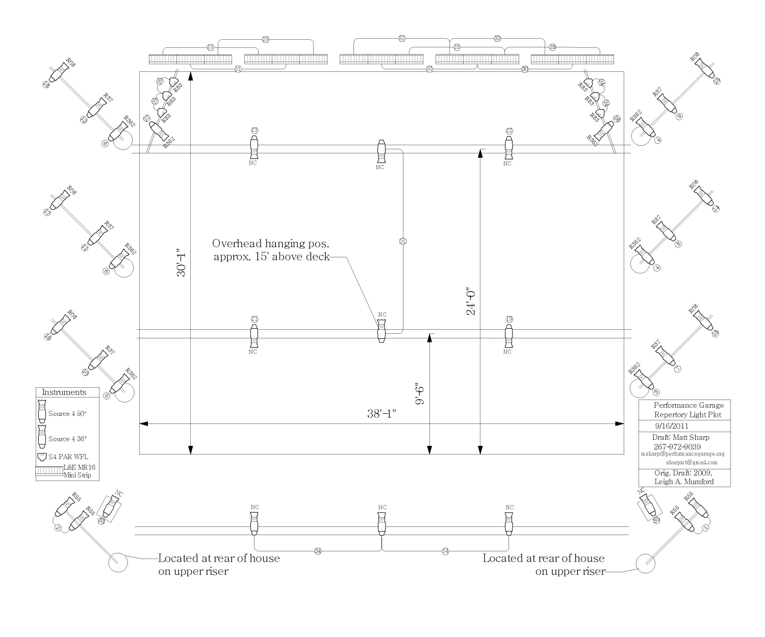Overhead hanging pos. approx. 15' above deck

30'-1"

24'-0"

9'-6"

38'-1"

Located at rear of house on upper riser

Located at rear of house on upper riser

| Instruments |
|---|
| Source 4 50° |
| Source 4 36° |
| S4 PAR WFL |
| L&E MR16 Mini Strip |

Performance Garage
Repertory Light Plot

9/16/2011

Draft: Matt Sharp
267-972-9039
msharp@performancegarage.org
sharpmt@gmail.com

Orig. Draft: 2009,
Leigh A. Mumford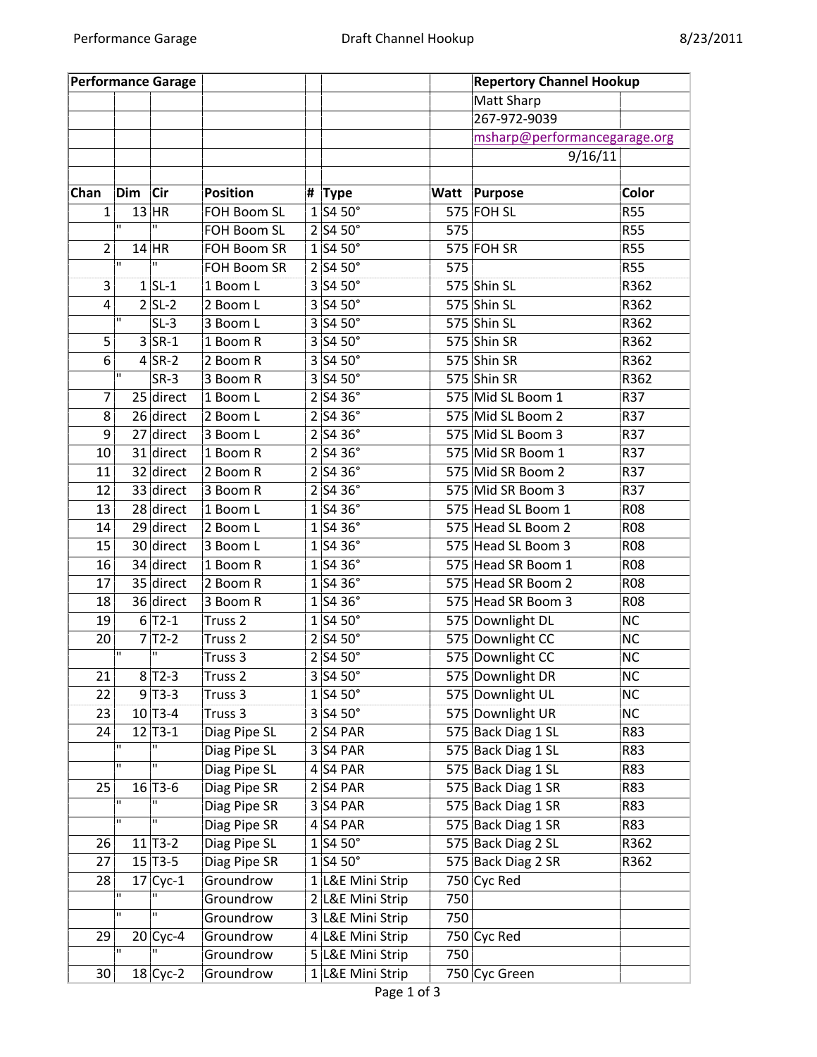| Performance Garage | | | | | | | Repertory Channel Hookup | |
|---|---|---|---|---|---|---|---|---|
| | | | | | | | Matt Sharp | |
| | | | | | | | 267-972-9039 | |
| | | | | | | | msharp@performancegarage.org | |
| | | | | | | | 9/16/11 | |
| | | | | | | | | |
| **Chan** | **Dim** | **Cir** | **Position** | **#** | **Type** | **Watt** | **Purpose** | **Color** |
| 1 | 13 | HR | FOH Boom SL | 1 | S4 50° | 575 | FOH SL | R55 |
| | " | " | FOH Boom SL | 2 | S4 50° | 575 | | R55 |
| 2 | 14 | HR | FOH Boom SR | 1 | S4 50° | 575 | FOH SR | R55 |
| | " | " | FOH Boom SR | 2 | S4 50° | 575 | | R55 |
| 3 | 1 | SL-1 | 1 Boom L | 3 | S4 50° | 575 | Shin SL | R362 |
| 4 | 2 | SL-2 | 2 Boom L | 3 | S4 50° | 575 | Shin SL | R362 |
| | " | SL-3 | 3 Boom L | 3 | S4 50° | 575 | Shin SL | R362 |
| 5 | 3 | SR-1 | 1 Boom R | 3 | S4 50° | 575 | Shin SR | R362 |
| 6 | 4 | SR-2 | 2 Boom R | 3 | S4 50° | 575 | Shin SR | R362 |
| | " | SR-3 | 3 Boom R | 3 | S4 50° | 575 | Shin SR | R362 |
| 7 | 25 | direct | 1 Boom L | 2 | S4 36° | 575 | Mid SL Boom 1 | R37 |
| 8 | 26 | direct | 2 Boom L | 2 | S4 36° | 575 | Mid SL Boom 2 | R37 |
| 9 | 27 | direct | 3 Boom L | 2 | S4 36° | 575 | Mid SL Boom 3 | R37 |
| 10 | 31 | direct | 1 Boom R | 2 | S4 36° | 575 | Mid SR Boom 1 | R37 |
| 11 | 32 | direct | 2 Boom R | 2 | S4 36° | 575 | Mid SR Boom 2 | R37 |
| 12 | 33 | direct | 3 Boom R | 2 | S4 36° | 575 | Mid SR Boom 3 | R37 |
| 13 | 28 | direct | 1 Boom L | 1 | S4 36° | 575 | Head SL Boom 1 | R08 |
| 14 | 29 | direct | 2 Boom L | 1 | S4 36° | 575 | Head SL Boom 2 | R08 |
| 15 | 30 | direct | 3 Boom L | 1 | S4 36° | 575 | Head SL Boom 3 | R08 |
| 16 | 34 | direct | 1 Boom R | 1 | S4 36° | 575 | Head SR Boom 1 | R08 |
| 17 | 35 | direct | 2 Boom R | 1 | S4 36° | 575 | Head SR Boom 2 | R08 |
| 18 | 36 | direct | 3 Boom R | 1 | S4 36° | 575 | Head SR Boom 3 | R08 |
| 19 | 6 | T2-1 | Truss 2 | 1 | S4 50° | 575 | Downlight DL | NC |
| 20 | 7 | T2-2 | Truss 2 | 2 | S4 50° | 575 | Downlight CC | NC |
| | " | " | Truss 3 | 2 | S4 50° | 575 | Downlight CC | NC |
| 21 | 8 | T2-3 | Truss 2 | 3 | S4 50° | 575 | Downlight DR | NC |
| 22 | 9 | T3-3 | Truss 3 | 1 | S4 50° | 575 | Downlight UL | NC |
| 23 | 10 | T3-4 | Truss 3 | 3 | S4 50° | 575 | Downlight UR | NC |
| 24 | 12 | T3-1 | Diag Pipe SL | 2 | S4 PAR | 575 | Back Diag 1 SL | R83 |
| | " | " | Diag Pipe SL | 3 | S4 PAR | 575 | Back Diag 1 SL | R83 |
| | " | " | Diag Pipe SL | 4 | S4 PAR | 575 | Back Diag 1 SL | R83 |
| 25 | 16 | T3-6 | Diag Pipe SR | 2 | S4 PAR | 575 | Back Diag 1 SR | R83 |
| | " | " | Diag Pipe SR | 3 | S4 PAR | 575 | Back Diag 1 SR | R83 |
| | " | " | Diag Pipe SR | 4 | S4 PAR | 575 | Back Diag 1 SR | R83 |
| 26 | 11 | T3-2 | Diag Pipe SL | 1 | S4 50° | 575 | Back Diag 2 SL | R362 |
| 27 | 15 | T3-5 | Diag Pipe SR | 1 | S4 50° | 575 | Back Diag 2 SR | R362 |
| 28 | 17 | Cyc-1 | Groundrow | 1 | L&E Mini Strip | 750 | Cyc Red | |
| | " | " | Groundrow | 2 | L&E Mini Strip | 750 | | |
| | " | " | Groundrow | 3 | L&E Mini Strip | 750 | | |
| 29 | 20 | Cyc-4 | Groundrow | 4 | L&E Mini Strip | 750 | Cyc Red | |
| | " | " | Groundrow | 5 | L&E Mini Strip | 750 | | |
| 30 | 18 | Cyc-2 | Groundrow | 1 | L&E Mini Strip | 750 | Cyc Green | |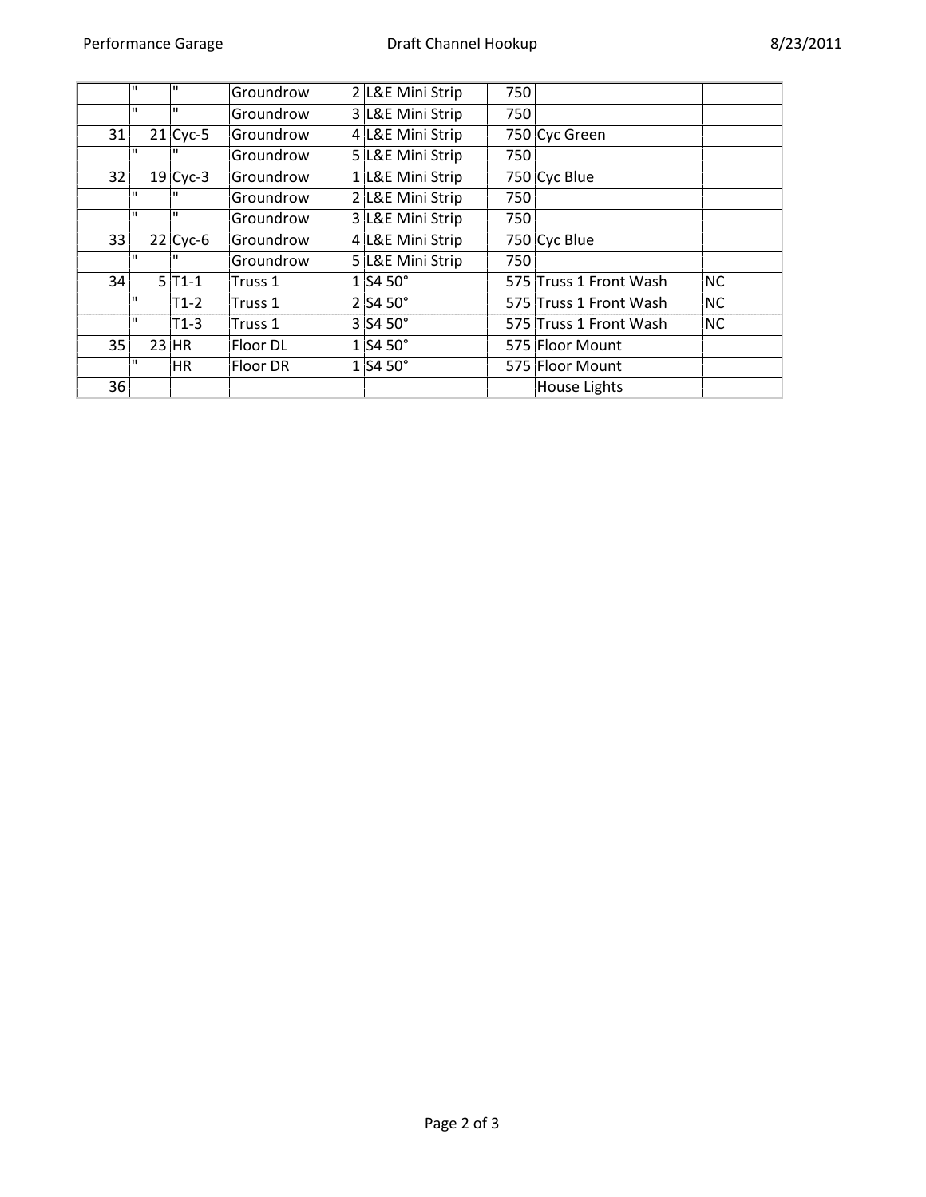| | | | | | | | | |
|---|---|---|---|---|---|---|---|---|
| | " | " | Groundrow | 2 | L&E Mini Strip | 750 | | |
| | " | " | Groundrow | 3 | L&E Mini Strip | 750 | | |
| 31 | 21 | Cyc-5 | Groundrow | 4 | L&E Mini Strip | 750 | Cyc Green | |
| | " | " | Groundrow | 5 | L&E Mini Strip | 750 | | |
| 32 | 19 | Cyc-3 | Groundrow | 1 | L&E Mini Strip | 750 | Cyc Blue | |
| | " | " | Groundrow | 2 | L&E Mini Strip | 750 | | |
| | " | " | Groundrow | 3 | L&E Mini Strip | 750 | | |
| 33 | 22 | Cyc-6 | Groundrow | 4 | L&E Mini Strip | 750 | Cyc Blue | |
| | " | " | Groundrow | 5 | L&E Mini Strip | 750 | | |
| 34 | 5 | T1-1 | Truss 1 | 1 | S4 50° | 575 | Truss 1 Front Wash | NC |
| | " | T1-2 | Truss 1 | 2 | S4 50° | 575 | Truss 1 Front Wash | NC |
| | " | T1-3 | Truss 1 | 3 | S4 50° | 575 | Truss 1 Front Wash | NC |
| 35 | 23 | HR | Floor DL | 1 | S4 50° | 575 | Floor Mount | |
| | " | HR | Floor DR | 1 | S4 50° | 575 | Floor Mount | |
| 36 | | | | | | | House Lights | |